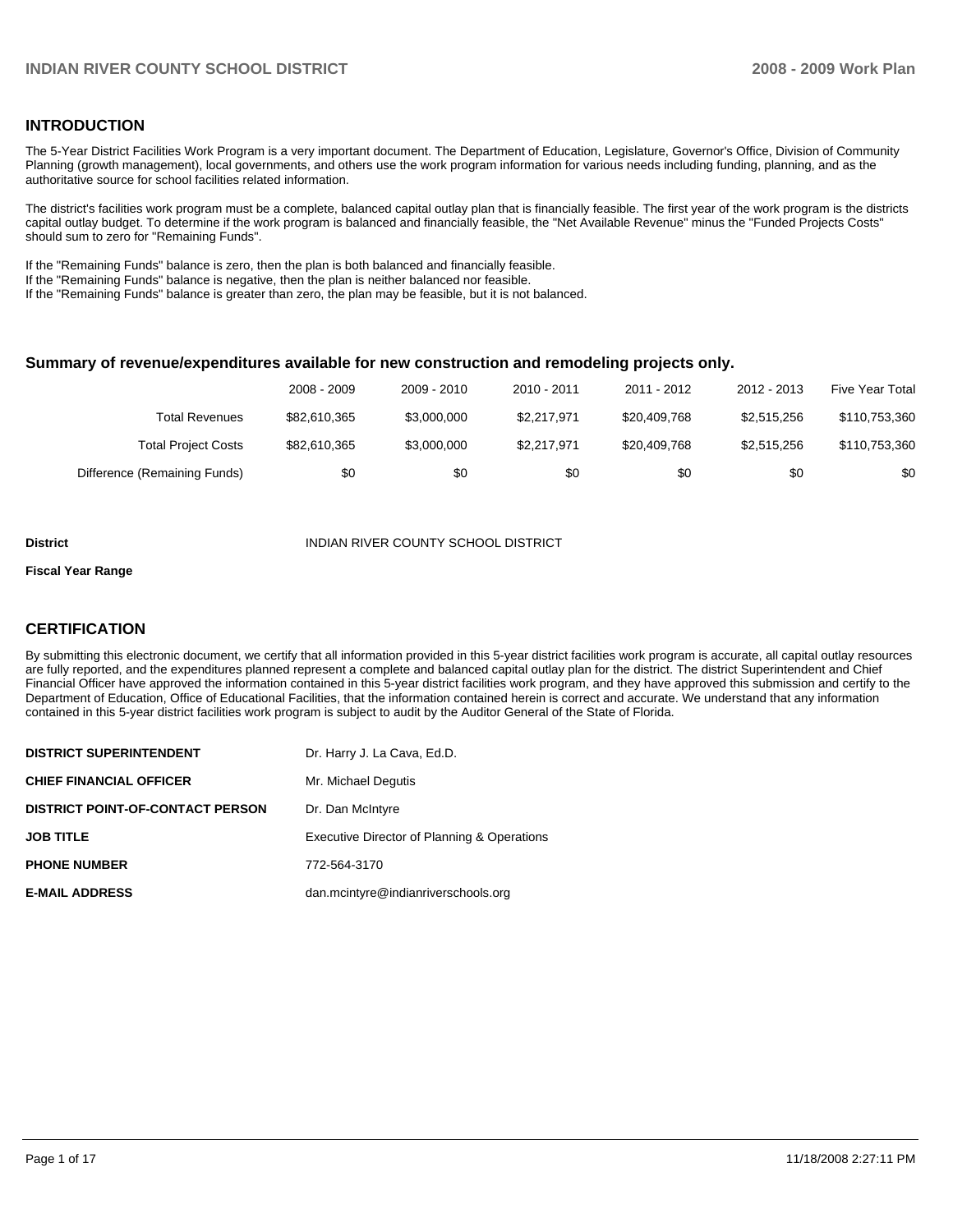## INTRODUCTION

The 5-Year District Facilities Work Program is a very important document. The Department of Education, Legislature, Governor's Office, Division of Community Planning (growth management), local governments, and others use the work program information for various needs including funding, planning, and as the authoritative source for school facilities related information.

The district's facilities work program must be a complete, balanced capital outlay plan that is financially feasible. The first year of the work program is the districts capital outlay budget. To determine if the work program is balanced and financially feasible, the "Net Available Revenue" minus the "Funded Projects Costs" should sum to zero for "Remaining Funds".

If the "Remaining Funds" balance is zero, then the plan is both balanced and financially feasible.
If the "Remaining Funds" balance is negative, then the plan is neither balanced nor feasible.
If the "Remaining Funds" balance is greater than zero, the plan may be feasible, but it is not balanced.

### Summary of revenue/expenditures available for new construction and remodeling projects only.

| | 2008 - 2009 | 2009 - 2010 | 2010 - 2011 | 2011 - 2012 | 2012 - 2013 | Five Year Total |
|---|---|---|---|---|---|---|
| Total Revenues | $82,610,365 | $3,000,000 | $2,217,971 | $20,409,768 | $2,515,256 | $110,753,360 |
| Total Project Costs | $82,610,365 | $3,000,000 | $2,217,971 | $20,409,768 | $2,515,256 | $110,753,360 |
| Difference (Remaining Funds) | $0 | $0 | $0 | $0 | $0 | $0 |

**District** INDIAN RIVER COUNTY SCHOOL DISTRICT

**Fiscal Year Range**

## CERTIFICATION

By submitting this electronic document, we certify that all information provided in this 5-year district facilities work program is accurate, all capital outlay resources are fully reported, and the expenditures planned represent a complete and balanced capital outlay plan for the district. The district Superintendent and Chief Financial Officer have approved the information contained in this 5-year district facilities work program, and they have approved this submission and certify to the Department of Education, Office of Educational Facilities, that the information contained herein is correct and accurate. We understand that any information contained in this 5-year district facilities work program is subject to audit by the Auditor General of the State of Florida.

| | |
|---|---|
| **DISTRICT SUPERINTENDENT** | Dr. Harry J. La Cava, Ed.D. |
| **CHIEF FINANCIAL OFFICER** | Mr. Michael Degutis |
| **DISTRICT POINT-OF-CONTACT PERSON** | Dr. Dan McIntyre |
| **JOB TITLE** | Executive Director of Planning & Operations |
| **PHONE NUMBER** | 772-564-3170 |
| **E-MAIL ADDRESS** | dan.mcintyre@indianriverschools.org |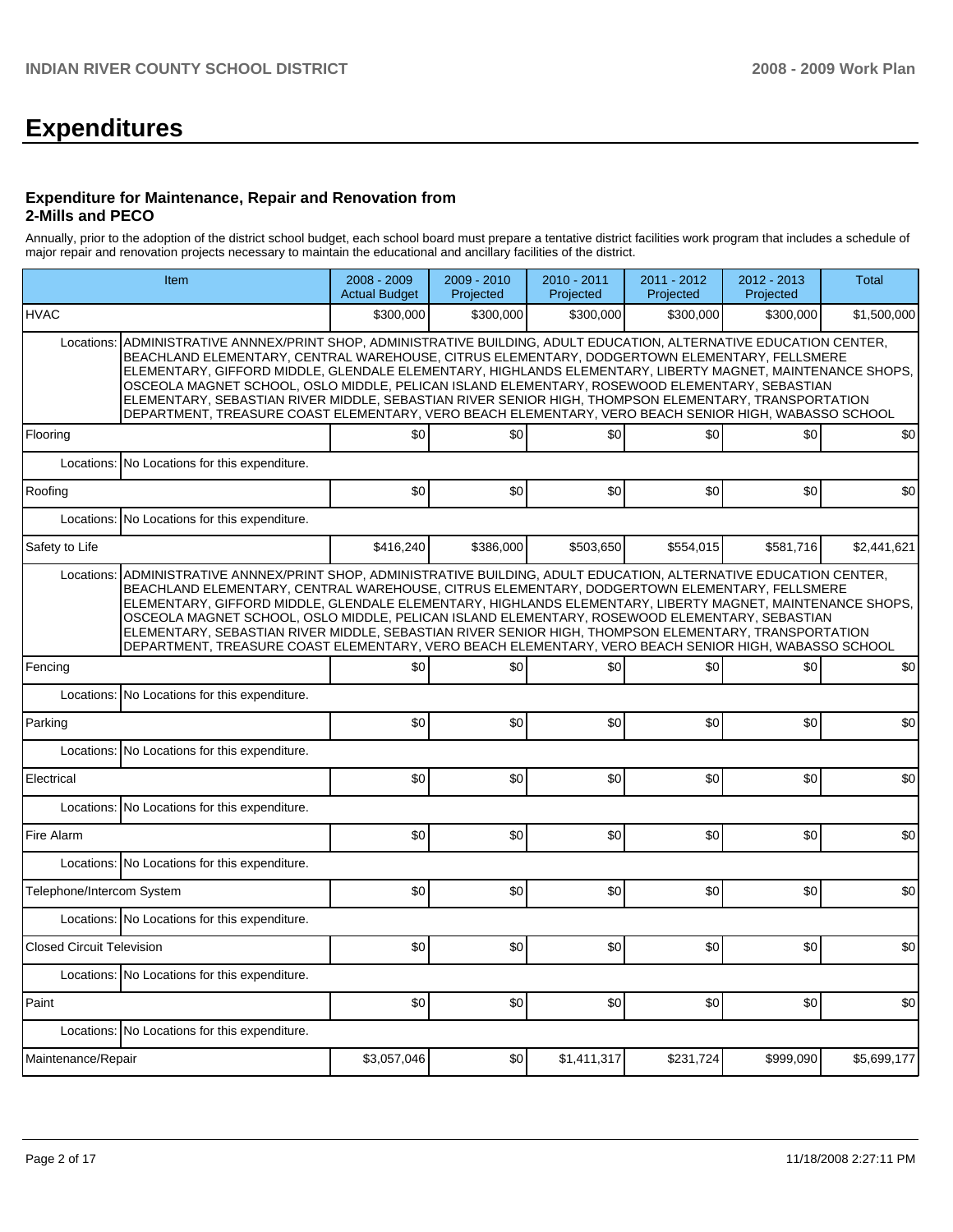# Expenditures

### Expenditure for Maintenance, Repair and Renovation from 2-Mills and PECO

Annually, prior to the adoption of the district school budget, each school board must prepare a tentative district facilities work program that includes a schedule of major repair and renovation projects necessary to maintain the educational and ancillary facilities of the district.

| Item | | 2008 - 2009 Actual Budget | 2009 - 2010 Projected | 2010 - 2011 Projected | 2011 - 2012 Projected | 2012 - 2013 Projected | Total |
|---|---|---|---|---|---|---|---|
| HVAC | | $300,000 | $300,000 | $300,000 | $300,000 | $300,000 | $1,500,000 |
| Locations: | ADMINISTRATIVE ANNNEX/PRINT SHOP, ADMINISTRATIVE BUILDING, ADULT EDUCATION, ALTERNATIVE EDUCATION CENTER, BEACHLAND ELEMENTARY, CENTRAL WAREHOUSE, CITRUS ELEMENTARY, DODGERTOWN ELEMENTARY, FELLSMERE ELEMENTARY, GIFFORD MIDDLE, GLENDALE ELEMENTARY, HIGHLANDS ELEMENTARY, LIBERTY MAGNET, MAINTENANCE SHOPS, OSCEOLA MAGNET SCHOOL, OSLO MIDDLE, PELICAN ISLAND ELEMENTARY, ROSEWOOD ELEMENTARY, SEBASTIAN ELEMENTARY, SEBASTIAN RIVER MIDDLE, SEBASTIAN RIVER SENIOR HIGH, THOMPSON ELEMENTARY, TRANSPORTATION DEPARTMENT, TREASURE COAST ELEMENTARY, VERO BEACH ELEMENTARY, VERO BEACH SENIOR HIGH, WABASSO SCHOOL | | | | | | |
| Flooring | | $0 | $0 | $0 | $0 | $0 | $0 |
| Locations: | No Locations for this expenditure. | | | | | | |
| Roofing | | $0 | $0 | $0 | $0 | $0 | $0 |
| Locations: | No Locations for this expenditure. | | | | | | |
| Safety to Life | | $416,240 | $386,000 | $503,650 | $554,015 | $581,716 | $2,441,621 |
| Locations: | ADMINISTRATIVE ANNNEX/PRINT SHOP, ADMINISTRATIVE BUILDING, ADULT EDUCATION, ALTERNATIVE EDUCATION CENTER, BEACHLAND ELEMENTARY, CENTRAL WAREHOUSE, CITRUS ELEMENTARY, DODGERTOWN ELEMENTARY, FELLSMERE ELEMENTARY, GIFFORD MIDDLE, GLENDALE ELEMENTARY, HIGHLANDS ELEMENTARY, LIBERTY MAGNET, MAINTENANCE SHOPS, OSCEOLA MAGNET SCHOOL, OSLO MIDDLE, PELICAN ISLAND ELEMENTARY, ROSEWOOD ELEMENTARY, SEBASTIAN ELEMENTARY, SEBASTIAN RIVER MIDDLE, SEBASTIAN RIVER SENIOR HIGH, THOMPSON ELEMENTARY, TRANSPORTATION DEPARTMENT, TREASURE COAST ELEMENTARY, VERO BEACH ELEMENTARY, VERO BEACH SENIOR HIGH, WABASSO SCHOOL | | | | | | |
| Fencing | | $0 | $0 | $0 | $0 | $0 | $0 |
| Locations: | No Locations for this expenditure. | | | | | | |
| Parking | | $0 | $0 | $0 | $0 | $0 | $0 |
| Locations: | No Locations for this expenditure. | | | | | | |
| Electrical | | $0 | $0 | $0 | $0 | $0 | $0 |
| Locations: | No Locations for this expenditure. | | | | | | |
| Fire Alarm | | $0 | $0 | $0 | $0 | $0 | $0 |
| Locations: | No Locations for this expenditure. | | | | | | |
| Telephone/Intercom System | | $0 | $0 | $0 | $0 | $0 | $0 |
| Locations: | No Locations for this expenditure. | | | | | | |
| Closed Circuit Television | | $0 | $0 | $0 | $0 | $0 | $0 |
| Locations: | No Locations for this expenditure. | | | | | | |
| Paint | | $0 | $0 | $0 | $0 | $0 | $0 |
| Locations: | No Locations for this expenditure. | | | | | | |
| Maintenance/Repair | | $3,057,046 | $0 | $1,411,317 | $231,724 | $999,090 | $5,699,177 |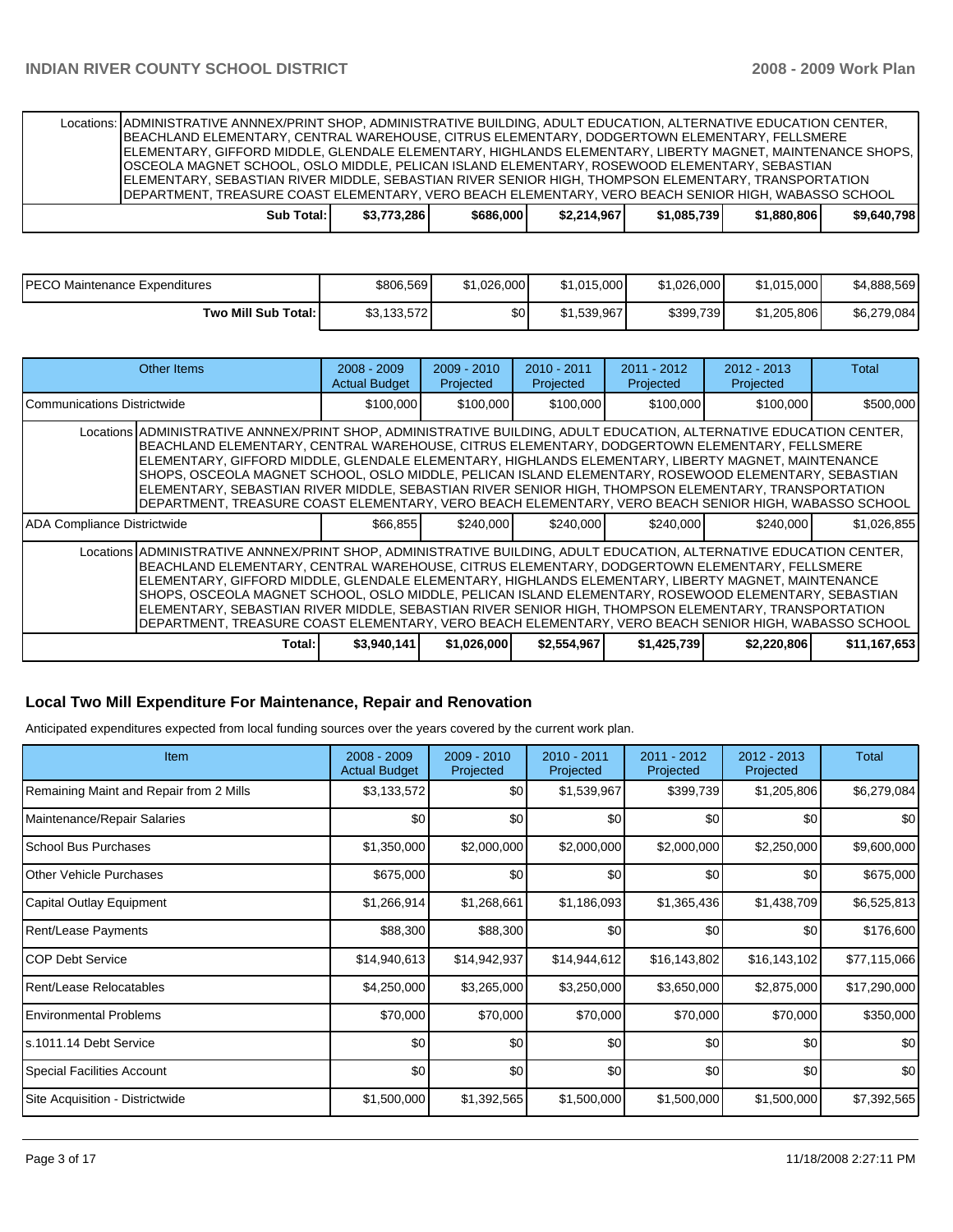| | | | | | | |
|---|---|---|---|---|---|---|
| Locations: | ADMINISTRATIVE ANNNEX/PRINT SHOP, ADMINISTRATIVE BUILDING, ADULT EDUCATION, ALTERNATIVE EDUCATION CENTER, BEACHLAND ELEMENTARY, CENTRAL WAREHOUSE, CITRUS ELEMENTARY, DODGERTOWN ELEMENTARY, FELLSMERE ELEMENTARY, GIFFORD MIDDLE, GLENDALE ELEMENTARY, HIGHLANDS ELEMENTARY, LIBERTY MAGNET, MAINTENANCE SHOPS, OSCEOLA MAGNET SCHOOL, OSLO MIDDLE, PELICAN ISLAND ELEMENTARY, ROSEWOOD ELEMENTARY, SEBASTIAN ELEMENTARY, SEBASTIAN RIVER MIDDLE, SEBASTIAN RIVER SENIOR HIGH, THOMPSON ELEMENTARY, TRANSPORTATION DEPARTMENT, TREASURE COAST ELEMENTARY, VERO BEACH ELEMENTARY, VERO BEACH SENIOR HIGH, WABASSO SCHOOL | | | | | |
| **Sub Total:** | **$3,773,286** | **$686,000** | **$2,214,967** | **$1,085,739** | **$1,880,806** | **$9,640,798** |

| | | | | | | |
|---|---|---|---|---|---|---|
| PECO Maintenance Expenditures | $806,569 | $1,026,000 | $1,015,000 | $1,026,000 | $1,015,000 | $4,888,569 |
| **Two Mill Sub Total:** | $3,133,572 | $0 | $1,539,967 | $399,739 | $1,205,806 | $6,279,084 |

| Other Items | 2008 - 2009 Actual Budget | 2009 - 2010 Projected | 2010 - 2011 Projected | 2011 - 2012 Projected | 2012 - 2013 Projected | Total |
|---|---|---|---|---|---|---|
| Communications Districtwide | $100,000 | $100,000 | $100,000 | $100,000 | $100,000 | $500,000 |
| Locations: ADMINISTRATIVE ANNNEX/PRINT SHOP, ADMINISTRATIVE BUILDING, ADULT EDUCATION, ALTERNATIVE EDUCATION CENTER, BEACHLAND ELEMENTARY, CENTRAL WAREHOUSE, CITRUS ELEMENTARY, DODGERTOWN ELEMENTARY, FELLSMERE ELEMENTARY, GIFFORD MIDDLE, GLENDALE ELEMENTARY, HIGHLANDS ELEMENTARY, LIBERTY MAGNET, MAINTENANCE SHOPS, OSCEOLA MAGNET SCHOOL, OSLO MIDDLE, PELICAN ISLAND ELEMENTARY, ROSEWOOD ELEMENTARY, SEBASTIAN ELEMENTARY, SEBASTIAN RIVER MIDDLE, SEBASTIAN RIVER SENIOR HIGH, THOMPSON ELEMENTARY, TRANSPORTATION DEPARTMENT, TREASURE COAST ELEMENTARY, VERO BEACH ELEMENTARY, VERO BEACH SENIOR HIGH, WABASSO SCHOOL | | | | | | |
| ADA Compliance Districtwide | $66,855 | $240,000 | $240,000 | $240,000 | $240,000 | $1,026,855 |
| Locations: ADMINISTRATIVE ANNNEX/PRINT SHOP, ADMINISTRATIVE BUILDING, ADULT EDUCATION, ALTERNATIVE EDUCATION CENTER, BEACHLAND ELEMENTARY, CENTRAL WAREHOUSE, CITRUS ELEMENTARY, DODGERTOWN ELEMENTARY, FELLSMERE ELEMENTARY, GIFFORD MIDDLE, GLENDALE ELEMENTARY, HIGHLANDS ELEMENTARY, LIBERTY MAGNET, MAINTENANCE SHOPS, OSCEOLA MAGNET SCHOOL, OSLO MIDDLE, PELICAN ISLAND ELEMENTARY, ROSEWOOD ELEMENTARY, SEBASTIAN ELEMENTARY, SEBASTIAN RIVER MIDDLE, SEBASTIAN RIVER SENIOR HIGH, THOMPSON ELEMENTARY, TRANSPORTATION DEPARTMENT, TREASURE COAST ELEMENTARY, VERO BEACH ELEMENTARY, VERO BEACH SENIOR HIGH, WABASSO SCHOOL | | | | | | |
| **Total:** | **$3,940,141** | **$1,026,000** | **$2,554,967** | **$1,425,739** | **$2,220,806** | **$11,167,653** |

## Local Two Mill Expenditure For Maintenance, Repair and Renovation

Anticipated expenditures expected from local funding sources over the years covered by the current work plan.

| Item | 2008 - 2009 Actual Budget | 2009 - 2010 Projected | 2010 - 2011 Projected | 2011 - 2012 Projected | 2012 - 2013 Projected | Total |
|---|---|---|---|---|---|---|
| Remaining Maint and Repair from 2 Mills | $3,133,572 | $0 | $1,539,967 | $399,739 | $1,205,806 | $6,279,084 |
| Maintenance/Repair Salaries | $0 | $0 | $0 | $0 | $0 | $0 |
| School Bus Purchases | $1,350,000 | $2,000,000 | $2,000,000 | $2,000,000 | $2,250,000 | $9,600,000 |
| Other Vehicle Purchases | $675,000 | $0 | $0 | $0 | $0 | $675,000 |
| Capital Outlay Equipment | $1,266,914 | $1,268,661 | $1,186,093 | $1,365,436 | $1,438,709 | $6,525,813 |
| Rent/Lease Payments | $88,300 | $88,300 | $0 | $0 | $0 | $176,600 |
| COP Debt Service | $14,940,613 | $14,942,937 | $14,944,612 | $16,143,802 | $16,143,102 | $77,115,066 |
| Rent/Lease Relocatables | $4,250,000 | $3,265,000 | $3,250,000 | $3,650,000 | $2,875,000 | $17,290,000 |
| Environmental Problems | $70,000 | $70,000 | $70,000 | $70,000 | $70,000 | $350,000 |
| s.1011.14 Debt Service | $0 | $0 | $0 | $0 | $0 | $0 |
| Special Facilities Account | $0 | $0 | $0 | $0 | $0 | $0 |
| Site Acquisition - Districtwide | $1,500,000 | $1,392,565 | $1,500,000 | $1,500,000 | $1,500,000 | $7,392,565 |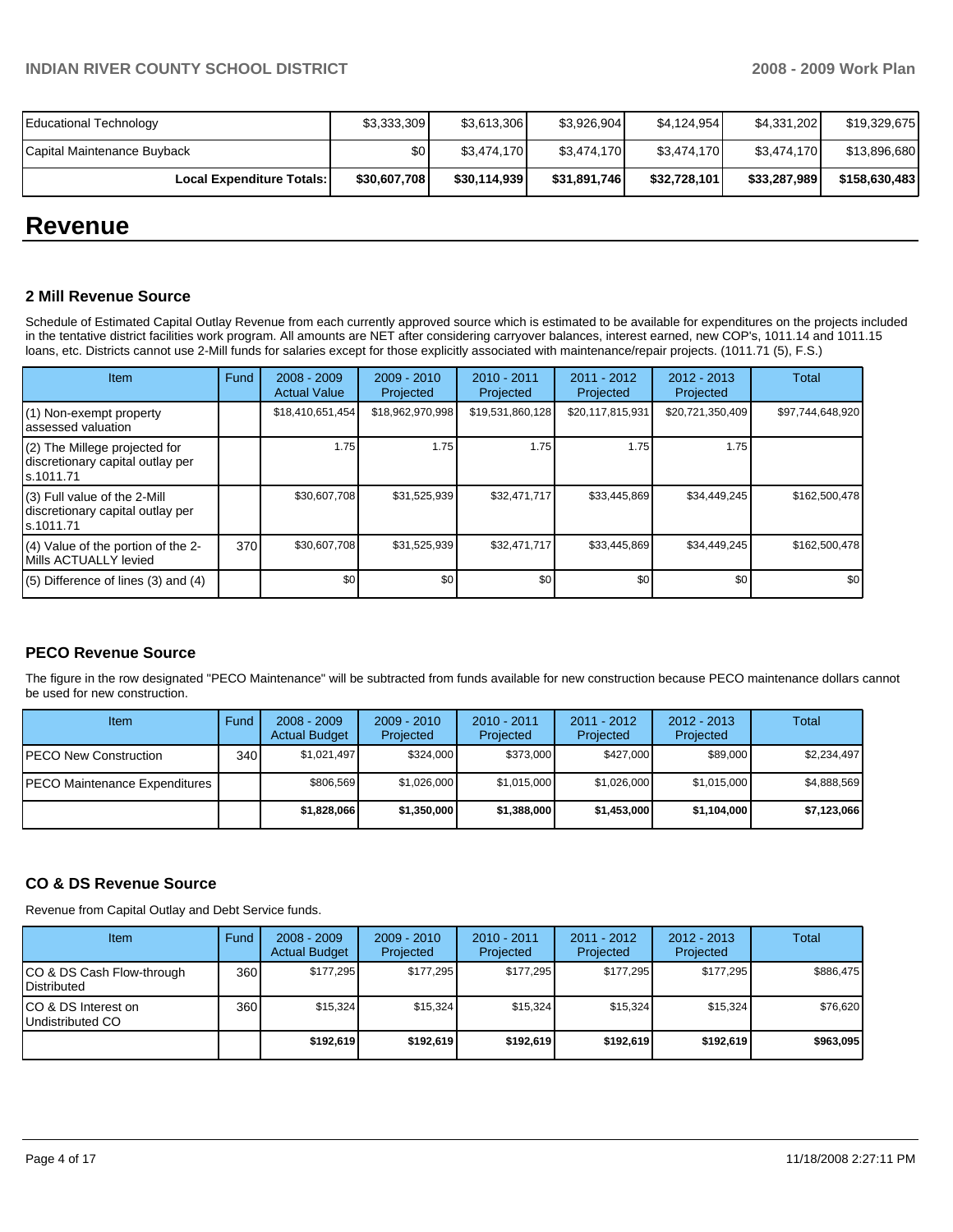| | | | | | | |
|---|---|---|---|---|---|---|
| Educational Technology | $3,333,309 | $3,613,306 | $3,926,904 | $4,124,954 | $4,331,202 | $19,329,675 |
| Capital Maintenance Buyback | $0 | $3,474,170 | $3,474,170 | $3,474,170 | $3,474,170 | $13,896,680 |
| **Local Expenditure Totals:** | **$30,607,708** | **$30,114,939** | **$31,891,746** | **$32,728,101** | **$33,287,989** | **$158,630,483** |

# Revenue

### 2 Mill Revenue Source

Schedule of Estimated Capital Outlay Revenue from each currently approved source which is estimated to be available for expenditures on the projects included in the tentative district facilities work program. All amounts are NET after considering carryover balances, interest earned, new COP's, 1011.14 and 1011.15 loans, etc. Districts cannot use 2-Mill funds for salaries except for those explicitly associated with maintenance/repair projects. (1011.71 (5), F.S.)

| Item | Fund | 2008 - 2009 Actual Value | 2009 - 2010 Projected | 2010 - 2011 Projected | 2011 - 2012 Projected | 2012 - 2013 Projected | Total |
|---|---|---|---|---|---|---|---|
| (1) Non-exempt property assessed valuation | | $18,410,651,454 | $18,962,970,998 | $19,531,860,128 | $20,117,815,931 | $20,721,350,409 | $97,744,648,920 |
| (2) The Millege projected for discretionary capital outlay per s.1011.71 | | 1.75 | 1.75 | 1.75 | 1.75 | 1.75 | |
| (3) Full value of the 2-Mill discretionary capital outlay per s.1011.71 | | $30,607,708 | $31,525,939 | $32,471,717 | $33,445,869 | $34,449,245 | $162,500,478 |
| (4) Value of the portion of the 2-Mills ACTUALLY levied | 370 | $30,607,708 | $31,525,939 | $32,471,717 | $33,445,869 | $34,449,245 | $162,500,478 |
| (5) Difference of lines (3) and (4) | | $0 | $0 | $0 | $0 | $0 | $0 |

### PECO Revenue Source

The figure in the row designated "PECO Maintenance" will be subtracted from funds available for new construction because PECO maintenance dollars cannot be used for new construction.

| Item | Fund | 2008 - 2009 Actual Budget | 2009 - 2010 Projected | 2010 - 2011 Projected | 2011 - 2012 Projected | 2012 - 2013 Projected | Total |
|---|---|---|---|---|---|---|---|
| PECO New Construction | 340 | $1,021,497 | $324,000 | $373,000 | $427,000 | $89,000 | $2,234,497 |
| PECO Maintenance Expenditures | | $806,569 | $1,026,000 | $1,015,000 | $1,026,000 | $1,015,000 | $4,888,569 |
| | | **$1,828,066** | **$1,350,000** | **$1,388,000** | **$1,453,000** | **$1,104,000** | **$7,123,066** |

### CO & DS Revenue Source

Revenue from Capital Outlay and Debt Service funds.

| Item | Fund | 2008 - 2009 Actual Budget | 2009 - 2010 Projected | 2010 - 2011 Projected | 2011 - 2012 Projected | 2012 - 2013 Projected | Total |
|---|---|---|---|---|---|---|---|
| CO & DS Cash Flow-through Distributed | 360 | $177,295 | $177,295 | $177,295 | $177,295 | $177,295 | $886,475 |
| CO & DS Interest on Undistributed CO | 360 | $15,324 | $15,324 | $15,324 | $15,324 | $15,324 | $76,620 |
| | | **$192,619** | **$192,619** | **$192,619** | **$192,619** | **$192,619** | **$963,095** |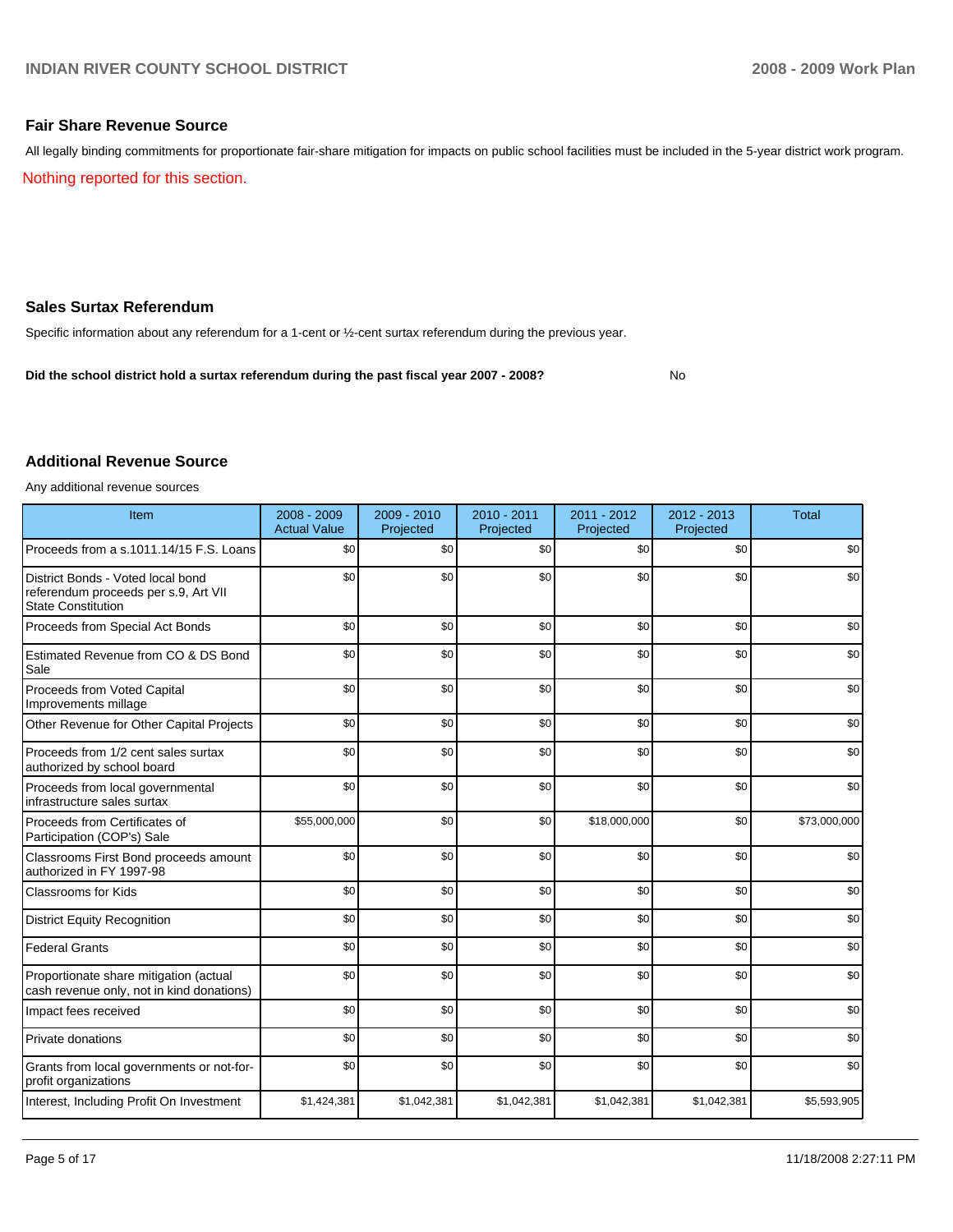## Fair Share Revenue Source

All legally binding commitments for proportionate fair-share mitigation for impacts on public school facilities must be included in the 5-year district work program.

Nothing reported for this section.

## Sales Surtax Referendum

Specific information about any referendum for a 1-cent or ½-cent surtax referendum during the previous year.

**Did the school district hold a surtax referendum during the past fiscal year 2007 - 2008?** No

## Additional Revenue Source

Any additional revenue sources

| Item | 2008 - 2009 Actual Value | 2009 - 2010 Projected | 2010 - 2011 Projected | 2011 - 2012 Projected | 2012 - 2013 Projected | Total |
|---|---|---|---|---|---|---|
| Proceeds from a s.1011.14/15 F.S. Loans | $0 | $0 | $0 | $0 | $0 | $0 |
| District Bonds - Voted local bond referendum proceeds per s.9, Art VII State Constitution | $0 | $0 | $0 | $0 | $0 | $0 |
| Proceeds from Special Act Bonds | $0 | $0 | $0 | $0 | $0 | $0 |
| Estimated Revenue from CO & DS Bond Sale | $0 | $0 | $0 | $0 | $0 | $0 |
| Proceeds from Voted Capital Improvements millage | $0 | $0 | $0 | $0 | $0 | $0 |
| Other Revenue for Other Capital Projects | $0 | $0 | $0 | $0 | $0 | $0 |
| Proceeds from 1/2 cent sales surtax authorized by school board | $0 | $0 | $0 | $0 | $0 | $0 |
| Proceeds from local governmental infrastructure sales surtax | $0 | $0 | $0 | $0 | $0 | $0 |
| Proceeds from Certificates of Participation (COP's) Sale | $55,000,000 | $0 | $0 | $18,000,000 | $0 | $73,000,000 |
| Classrooms First Bond proceeds amount authorized in FY 1997-98 | $0 | $0 | $0 | $0 | $0 | $0 |
| Classrooms for Kids | $0 | $0 | $0 | $0 | $0 | $0 |
| District Equity Recognition | $0 | $0 | $0 | $0 | $0 | $0 |
| Federal Grants | $0 | $0 | $0 | $0 | $0 | $0 |
| Proportionate share mitigation (actual cash revenue only, not in kind donations) | $0 | $0 | $0 | $0 | $0 | $0 |
| Impact fees received | $0 | $0 | $0 | $0 | $0 | $0 |
| Private donations | $0 | $0 | $0 | $0 | $0 | $0 |
| Grants from local governments or not-for-profit organizations | $0 | $0 | $0 | $0 | $0 | $0 |
| Interest, Including Profit On Investment | $1,424,381 | $1,042,381 | $1,042,381 | $1,042,381 | $1,042,381 | $5,593,905 |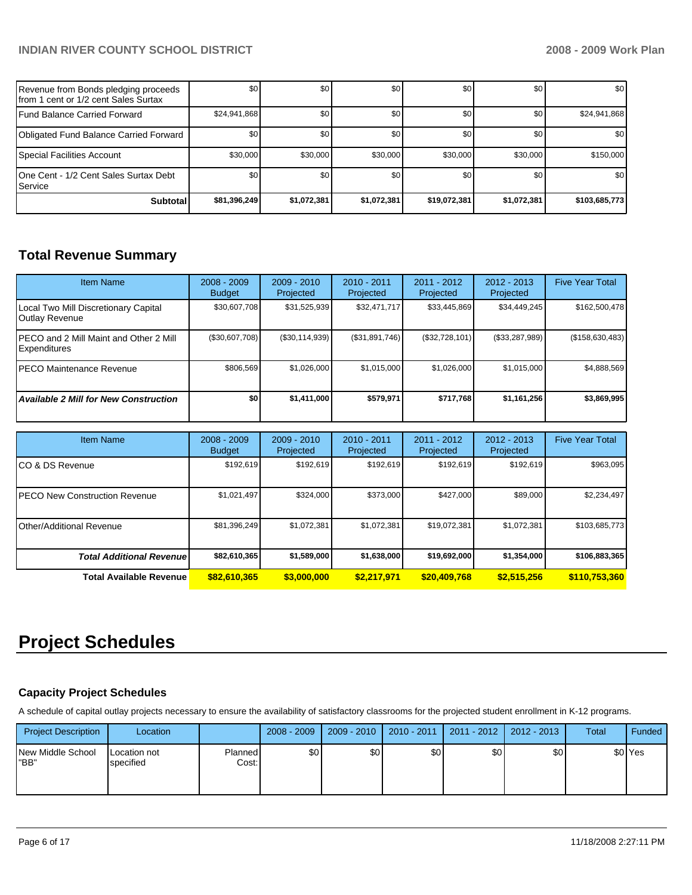| | | | | | | |
|---|---|---|---|---|---|---|
| Revenue from Bonds pledging proceeds from 1 cent or 1/2 cent Sales Surtax | $0 | $0 | $0 | $0 | $0 | $0 |
| Fund Balance Carried Forward | $24,941,868 | $0 | $0 | $0 | $0 | $24,941,868 |
| Obligated Fund Balance Carried Forward | $0 | $0 | $0 | $0 | $0 | $0 |
| Special Facilities Account | $30,000 | $30,000 | $30,000 | $30,000 | $30,000 | $150,000 |
| One Cent - 1/2 Cent Sales Surtax Debt Service | $0 | $0 | $0 | $0 | $0 | $0 |
| **Subtotal** | **$81,396,249** | **$1,072,381** | **$1,072,381** | **$19,072,381** | **$1,072,381** | **$103,685,773** |

## Total Revenue Summary

| Item Name | 2008 - 2009 Budget | 2009 - 2010 Projected | 2010 - 2011 Projected | 2011 - 2012 Projected | 2012 - 2013 Projected | Five Year Total |
|---|---|---|---|---|---|---|
| Local Two Mill Discretionary Capital Outlay Revenue | $30,607,708 | $31,525,939 | $32,471,717 | $33,445,869 | $34,449,245 | $162,500,478 |
| PECO and 2 Mill Maint and Other 2 Mill Expenditures | ($30,607,708) | ($30,114,939) | ($31,891,746) | ($32,728,101) | ($33,287,989) | ($158,630,483) |
| PECO Maintenance Revenue | $806,569 | $1,026,000 | $1,015,000 | $1,026,000 | $1,015,000 | $4,888,569 |
| ***Available 2 Mill for New Construction*** | **$0** | **$1,411,000** | **$579,971** | **$717,768** | **$1,161,256** | **$3,869,995** |

| Item Name | 2008 - 2009 Budget | 2009 - 2010 Projected | 2010 - 2011 Projected | 2011 - 2012 Projected | 2012 - 2013 Projected | Five Year Total |
|---|---|---|---|---|---|---|
| CO & DS Revenue | $192,619 | $192,619 | $192,619 | $192,619 | $192,619 | $963,095 |
| PECO New Construction Revenue | $1,021,497 | $324,000 | $373,000 | $427,000 | $89,000 | $2,234,497 |
| Other/Additional Revenue | $81,396,249 | $1,072,381 | $1,072,381 | $19,072,381 | $1,072,381 | $103,685,773 |
| ***Total Additional Revenue*** | **$82,610,365** | **$1,589,000** | **$1,638,000** | **$19,692,000** | **$1,354,000** | **$106,883,365** |
| **Total Available Revenue** | **$82,610,365** | **$3,000,000** | **$2,217,971** | **$20,409,768** | **$2,515,256** | **$110,753,360** |

# Project Schedules

### Capacity Project Schedules

A schedule of capital outlay projects necessary to ensure the availability of satisfactory classrooms for the projected student enrollment in K-12 programs.

| Project Description | Location | | 2008 - 2009 | 2009 - 2010 | 2010 - 2011 | 2011 - 2012 | 2012 - 2013 | Total | Funded |
|---|---|---|---|---|---|---|---|---|---|
| New Middle School "BB" | Location not specified | Planned Cost: | $0 | $0 | $0 | $0 | $0 | $0 | Yes |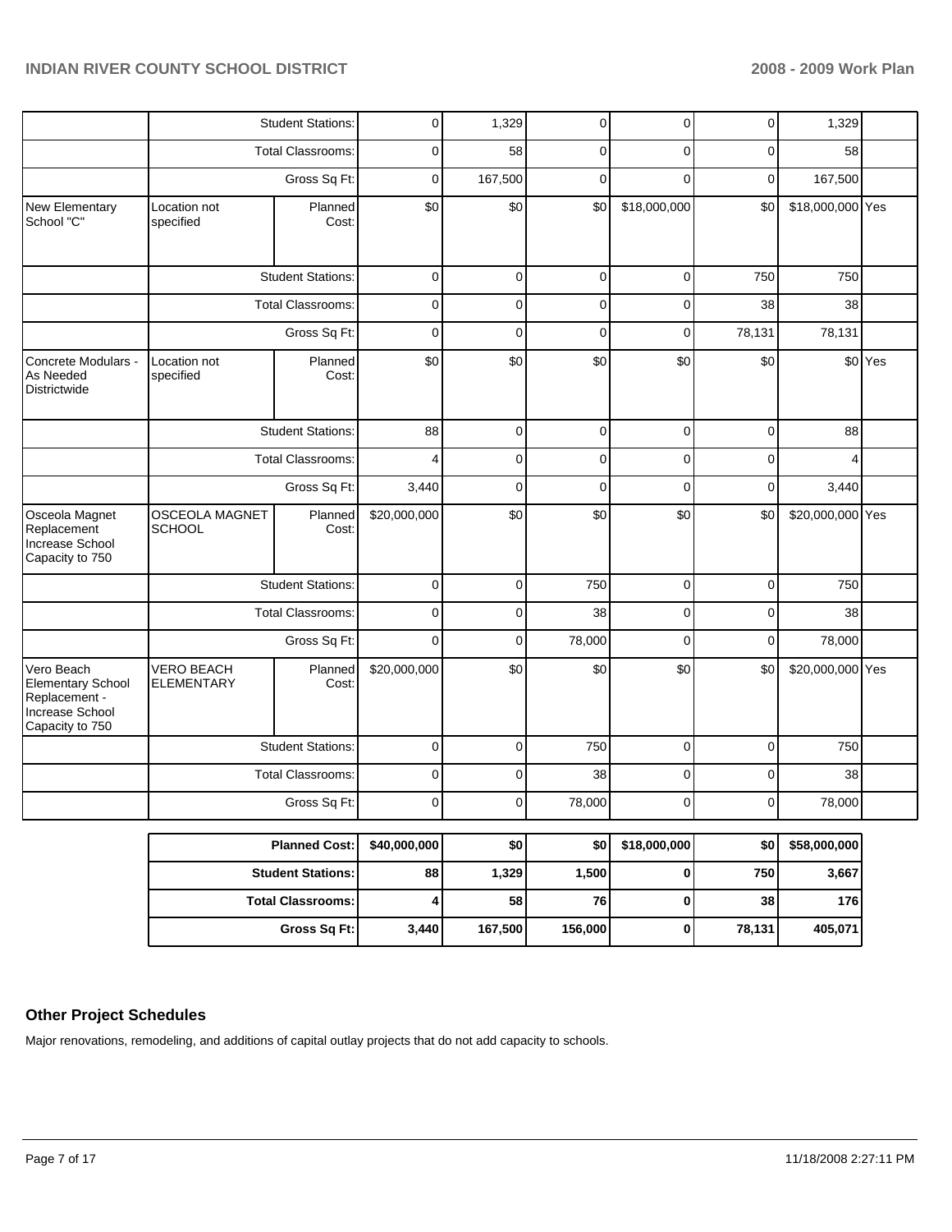| | | | | | | | | | |
|---|---|---|---|---|---|---|---|---|---|
| | Student Stations: | | 0 | 1,329 | 0 | 0 | 0 | 1,329 | |
| | Total Classrooms: | | 0 | 58 | 0 | 0 | 0 | 58 | |
| | Gross Sq Ft: | | 0 | 167,500 | 0 | 0 | 0 | 167,500 | |
| New Elementary School "C" | Location not specified | Planned Cost: | $0 | $0 | $0 | $18,000,000 | $0 | $18,000,000 | Yes |
| | Student Stations: | | 0 | 0 | 0 | 0 | 750 | 750 | |
| | Total Classrooms: | | 0 | 0 | 0 | 0 | 38 | 38 | |
| | Gross Sq Ft: | | 0 | 0 | 0 | 0 | 78,131 | 78,131 | |
| Concrete Modulars - As Needed Districtwide | Location not specified | Planned Cost: | $0 | $0 | $0 | $0 | $0 | $0 | Yes |
| | Student Stations: | | 88 | 0 | 0 | 0 | 0 | 88 | |
| | Total Classrooms: | | 4 | 0 | 0 | 0 | 0 | 4 | |
| | Gross Sq Ft: | | 3,440 | 0 | 0 | 0 | 0 | 3,440 | |
| Osceola Magnet Replacement Increase School Capacity to 750 | OSCEOLA MAGNET SCHOOL | Planned Cost: | $20,000,000 | $0 | $0 | $0 | $0 | $20,000,000 | Yes |
| | Student Stations: | | 0 | 0 | 750 | 0 | 0 | 750 | |
| | Total Classrooms: | | 0 | 0 | 38 | 0 | 0 | 38 | |
| | Gross Sq Ft: | | 0 | 0 | 78,000 | 0 | 0 | 78,000 | |
| Vero Beach Elementary School Replacement - Increase School Capacity to 750 | VERO BEACH ELEMENTARY | Planned Cost: | $20,000,000 | $0 | $0 | $0 | $0 | $20,000,000 | Yes |
| | Student Stations: | | 0 | 0 | 750 | 0 | 0 | 750 | |
| | Total Classrooms: | | 0 | 0 | 38 | 0 | 0 | 38 | |
| | Gross Sq Ft: | | 0 | 0 | 78,000 | 0 | 0 | 78,000 | |

| | | | | | | |
|---|---|---|---|---|---|---|
| **Planned Cost:** | **$40,000,000** | **$0** | **$0** | **$18,000,000** | **$0** | **$58,000,000** |
| **Student Stations:** | **88** | **1,329** | **1,500** | **0** | **750** | **3,667** |
| **Total Classrooms:** | **4** | **58** | **76** | **0** | **38** | **176** |
| **Gross Sq Ft:** | **3,440** | **167,500** | **156,000** | **0** | **78,131** | **405,071** |

## Other Project Schedules

Major renovations, remodeling, and additions of capital outlay projects that do not add capacity to schools.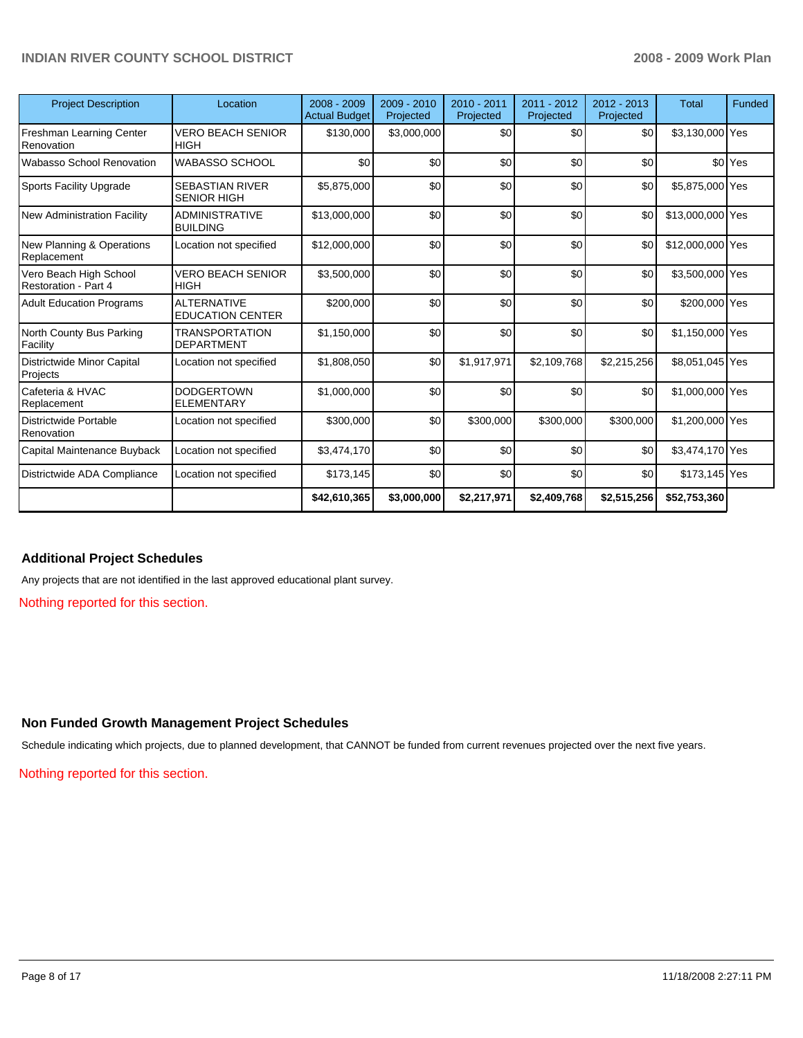| Project Description | Location | 2008 - 2009 Actual Budget | 2009 - 2010 Projected | 2010 - 2011 Projected | 2011 - 2012 Projected | 2012 - 2013 Projected | Total | Funded |
|---|---|---|---|---|---|---|---|---|
| Freshman Learning Center Renovation | VERO BEACH SENIOR HIGH | $130,000 | $3,000,000 | $0 | $0 | $0 | $3,130,000 | Yes |
| Wabasso School Renovation | WABASSO SCHOOL | $0 | $0 | $0 | $0 | $0 | $0 | Yes |
| Sports Facility Upgrade | SEBASTIAN RIVER SENIOR HIGH | $5,875,000 | $0 | $0 | $0 | $0 | $5,875,000 | Yes |
| New Administration Facility | ADMINISTRATIVE BUILDING | $13,000,000 | $0 | $0 | $0 | $0 | $13,000,000 | Yes |
| New Planning & Operations Replacement | Location not specified | $12,000,000 | $0 | $0 | $0 | $0 | $12,000,000 | Yes |
| Vero Beach High School Restoration - Part 4 | VERO BEACH SENIOR HIGH | $3,500,000 | $0 | $0 | $0 | $0 | $3,500,000 | Yes |
| Adult Education Programs | ALTERNATIVE EDUCATION CENTER | $200,000 | $0 | $0 | $0 | $0 | $200,000 | Yes |
| North County Bus Parking Facility | TRANSPORTATION DEPARTMENT | $1,150,000 | $0 | $0 | $0 | $0 | $1,150,000 | Yes |
| Districtwide Minor Capital Projects | Location not specified | $1,808,050 | $0 | $1,917,971 | $2,109,768 | $2,215,256 | $8,051,045 | Yes |
| Cafeteria & HVAC Replacement | DODGERTOWN ELEMENTARY | $1,000,000 | $0 | $0 | $0 | $0 | $1,000,000 | Yes |
| Districtwide Portable Renovation | Location not specified | $300,000 | $0 | $300,000 | $300,000 | $300,000 | $1,200,000 | Yes |
| Capital Maintenance Buyback | Location not specified | $3,474,170 | $0 | $0 | $0 | $0 | $3,474,170 | Yes |
| Districtwide ADA Compliance | Location not specified | $173,145 | $0 | $0 | $0 | $0 | $173,145 | Yes |
| | | **$42,610,365** | **$3,000,000** | **$2,217,971** | **$2,409,768** | **$2,515,256** | **$52,753,360** | |

## Additional Project Schedules

Any projects that are not identified in the last approved educational plant survey.

Nothing reported for this section.

## Non Funded Growth Management Project Schedules

Schedule indicating which projects, due to planned development, that CANNOT be funded from current revenues projected over the next five years.

Nothing reported for this section.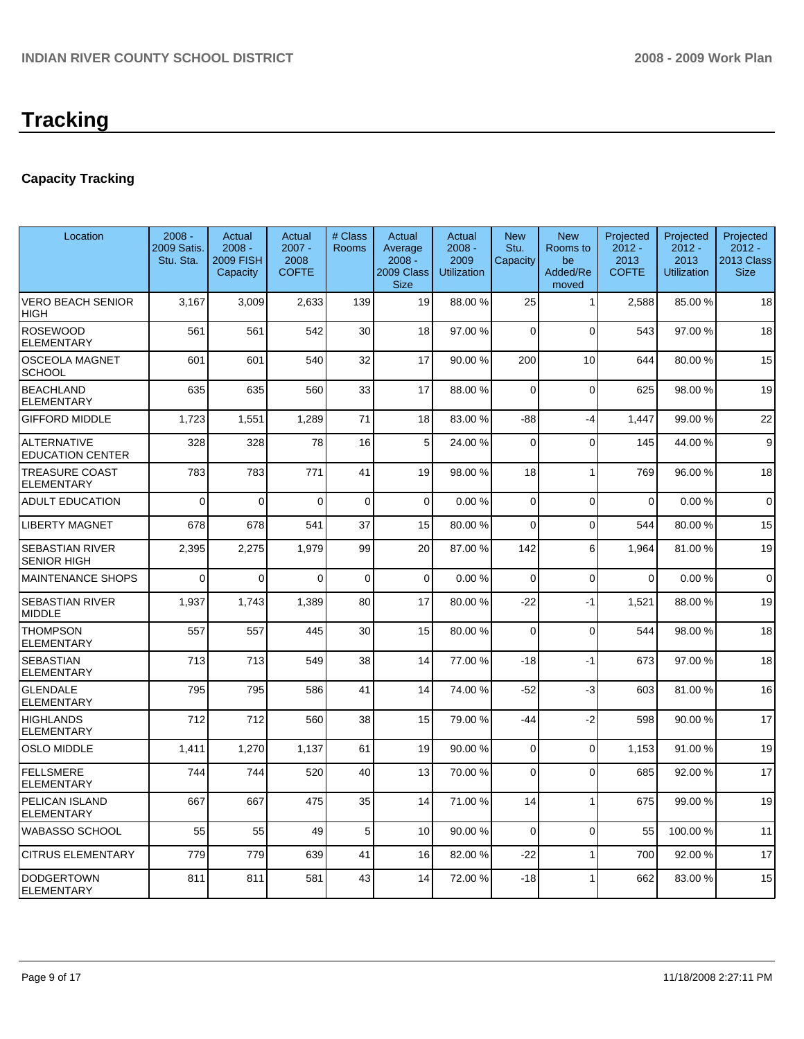# Tracking

## Capacity Tracking

| Location | 2008 - 2009 Satis. Stu. Sta. | Actual 2008 - 2009 FISH Capacity | Actual 2007 - 2008 COFTE | # Class Rooms | Actual Average 2008 - 2009 Class Size | Actual 2008 - 2009 Utilization | New Stu. Capacity | New Rooms to be Added/Re moved | Projected 2012 - 2013 COFTE | Projected 2012 - 2013 Utilization | Projected 2012 - 2013 Class Size |
|---|---|---|---|---|---|---|---|---|---|---|---|
| VERO BEACH SENIOR HIGH | 3,167 | 3,009 | 2,633 | 139 | 19 | 88.00 % | 25 | 1 | 2,588 | 85.00 % | 18 |
| ROSEWOOD ELEMENTARY | 561 | 561 | 542 | 30 | 18 | 97.00 % | 0 | 0 | 543 | 97.00 % | 18 |
| OSCEOLA MAGNET SCHOOL | 601 | 601 | 540 | 32 | 17 | 90.00 % | 200 | 10 | 644 | 80.00 % | 15 |
| BEACHLAND ELEMENTARY | 635 | 635 | 560 | 33 | 17 | 88.00 % | 0 | 0 | 625 | 98.00 % | 19 |
| GIFFORD MIDDLE | 1,723 | 1,551 | 1,289 | 71 | 18 | 83.00 % | -88 | -4 | 1,447 | 99.00 % | 22 |
| ALTERNATIVE EDUCATION CENTER | 328 | 328 | 78 | 16 | 5 | 24.00 % | 0 | 0 | 145 | 44.00 % | 9 |
| TREASURE COAST ELEMENTARY | 783 | 783 | 771 | 41 | 19 | 98.00 % | 18 | 1 | 769 | 96.00 % | 18 |
| ADULT EDUCATION | 0 | 0 | 0 | 0 | 0 | 0.00 % | 0 | 0 | 0 | 0.00 % | 0 |
| LIBERTY MAGNET | 678 | 678 | 541 | 37 | 15 | 80.00 % | 0 | 0 | 544 | 80.00 % | 15 |
| SEBASTIAN RIVER SENIOR HIGH | 2,395 | 2,275 | 1,979 | 99 | 20 | 87.00 % | 142 | 6 | 1,964 | 81.00 % | 19 |
| MAINTENANCE SHOPS | 0 | 0 | 0 | 0 | 0 | 0.00 % | 0 | 0 | 0 | 0.00 % | 0 |
| SEBASTIAN RIVER MIDDLE | 1,937 | 1,743 | 1,389 | 80 | 17 | 80.00 % | -22 | -1 | 1,521 | 88.00 % | 19 |
| THOMPSON ELEMENTARY | 557 | 557 | 445 | 30 | 15 | 80.00 % | 0 | 0 | 544 | 98.00 % | 18 |
| SEBASTIAN ELEMENTARY | 713 | 713 | 549 | 38 | 14 | 77.00 % | -18 | -1 | 673 | 97.00 % | 18 |
| GLENDALE ELEMENTARY | 795 | 795 | 586 | 41 | 14 | 74.00 % | -52 | -3 | 603 | 81.00 % | 16 |
| HIGHLANDS ELEMENTARY | 712 | 712 | 560 | 38 | 15 | 79.00 % | -44 | -2 | 598 | 90.00 % | 17 |
| OSLO MIDDLE | 1,411 | 1,270 | 1,137 | 61 | 19 | 90.00 % | 0 | 0 | 1,153 | 91.00 % | 19 |
| FELLSMERE ELEMENTARY | 744 | 744 | 520 | 40 | 13 | 70.00 % | 0 | 0 | 685 | 92.00 % | 17 |
| PELICAN ISLAND ELEMENTARY | 667 | 667 | 475 | 35 | 14 | 71.00 % | 14 | 1 | 675 | 99.00 % | 19 |
| WABASSO SCHOOL | 55 | 55 | 49 | 5 | 10 | 90.00 % | 0 | 0 | 55 | 100.00 % | 11 |
| CITRUS ELEMENTARY | 779 | 779 | 639 | 41 | 16 | 82.00 % | -22 | 1 | 700 | 92.00 % | 17 |
| DODGERTOWN ELEMENTARY | 811 | 811 | 581 | 43 | 14 | 72.00 % | -18 | 1 | 662 | 83.00 % | 15 |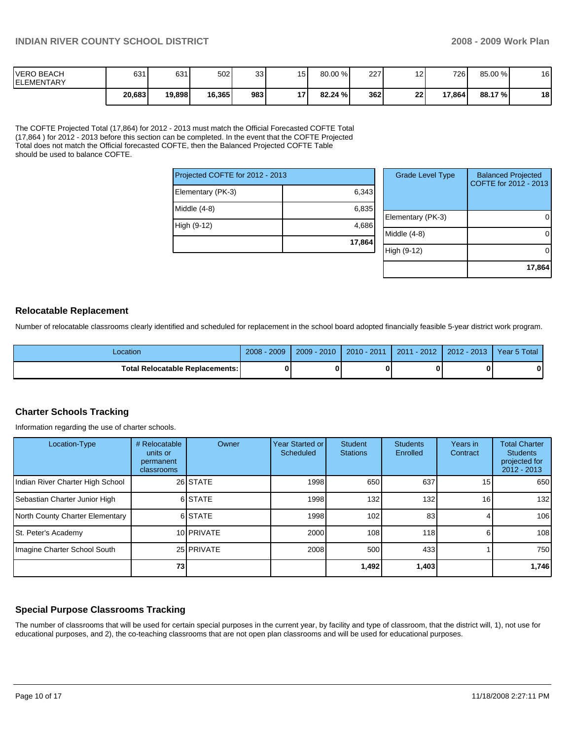| VERO BEACH ELEMENTARY | 631 | 631 | 502 | 33 | 15 | 80.00 % | 227 | 12 | 726 | 85.00 % | 16 |
|---|---|---|---|---|---|---|---|---|---|---|---|
| | **20,683** | **19,898** | **16,365** | **983** | **17** | **82.24 %** | **362** | **22** | **17,864** | **88.17 %** | **18** |

The COFTE Projected Total (17,864) for 2012 - 2013 must match the Official Forecasted COFTE Total (17,864 ) for 2012 - 2013 before this section can be completed. In the event that the COFTE Projected Total does not match the Official forecasted COFTE, then the Balanced Projected COFTE Table should be used to balance COFTE.

| Projected COFTE for 2012 - 2013 | |
|---|---|
| Elementary (PK-3) | 6,343 |
| Middle (4-8) | 6,835 |
| High (9-12) | 4,686 |
| | **17,864** |

| Grade Level Type | Balanced Projected COFTE for 2012 - 2013 |
|---|---|
| Elementary (PK-3) | 0 |
| Middle (4-8) | 0 |
| High (9-12) | 0 |
| | **17,864** |

## Relocatable Replacement

Number of relocatable classrooms clearly identified and scheduled for replacement in the school board adopted financially feasible 5-year district work program.

| Location | 2008 - 2009 | 2009 - 2010 | 2010 - 2011 | 2011 - 2012 | 2012 - 2013 | Year 5 Total |
|---|---|---|---|---|---|---|
| **Total Relocatable Replacements:** | **0** | **0** | **0** | **0** | **0** | **0** |

## Charter Schools Tracking

Information regarding the use of charter schools.

| Location-Type | # Relocatable units or permanent classrooms | Owner | Year Started or Scheduled | Student Stations | Students Enrolled | Years in Contract | Total Charter Students projected for 2012 - 2013 |
|---|---|---|---|---|---|---|---|
| Indian River Charter High School | 26 | STATE | 1998 | 650 | 637 | 15 | 650 |
| Sebastian Charter Junior High | 6 | STATE | 1998 | 132 | 132 | 16 | 132 |
| North County Charter Elementary | 6 | STATE | 1998 | 102 | 83 | 4 | 106 |
| St. Peter's Academy | 10 | PRIVATE | 2000 | 108 | 118 | 6 | 108 |
| Imagine Charter School South | 25 | PRIVATE | 2008 | 500 | 433 | 1 | 750 |
| | **73** | | | **1,492** | **1,403** | | **1,746** |

## Special Purpose Classrooms Tracking

The number of classrooms that will be used for certain special purposes in the current year, by facility and type of classroom, that the district will, 1), not use for educational purposes, and 2), the co-teaching classrooms that are not open plan classrooms and will be used for educational purposes.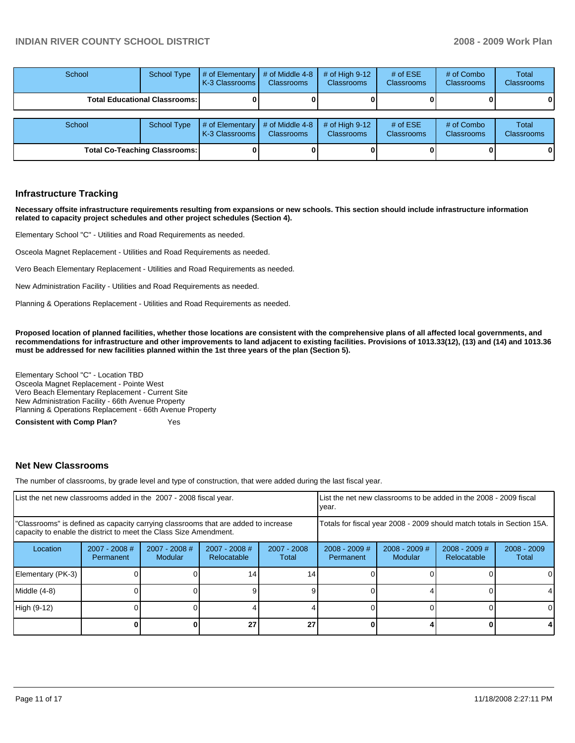| School | School Type | # of Elementary K-3 Classrooms | # of Middle 4-8 Classrooms | # of High 9-12 Classrooms | # of ESE Classrooms | # of Combo Classrooms | Total Classrooms |
|---|---|---|---|---|---|---|---|
| **Total Educational Classrooms:** | | **0** | **0** | **0** | **0** | **0** | **0** |

| School | School Type | # of Elementary K-3 Classrooms | # of Middle 4-8 Classrooms | # of High 9-12 Classrooms | # of ESE Classrooms | # of Combo Classrooms | Total Classrooms |
|---|---|---|---|---|---|---|---|
| **Total Co-Teaching Classrooms:** | | **0** | **0** | **0** | **0** | **0** | **0** |

## Infrastructure Tracking

**Necessary offsite infrastructure requirements resulting from expansions or new schools. This section should include infrastructure information related to capacity project schedules and other project schedules (Section 4).**

Elementary School "C" - Utilities and Road Requirements as needed.

Osceola Magnet Replacement - Utilities and Road Requirements as needed.

Vero Beach Elementary Replacement - Utilities and Road Requirements as needed.

New Administration Facility - Utilities and Road Requirements as needed.

Planning & Operations Replacement - Utilities and Road Requirements as needed.

**Proposed location of planned facilities, whether those locations are consistent with the comprehensive plans of all affected local governments, and recommendations for infrastructure and other improvements to land adjacent to existing facilities. Provisions of 1013.33(12), (13) and (14) and 1013.36 must be addressed for new facilities planned within the 1st three years of the plan (Section 5).**

Elementary School "C" - Location TBD
Osceola Magnet Replacement - Pointe West
Vero Beach Elementary Replacement - Current Site
New Administration Facility - 66th Avenue Property
Planning & Operations Replacement - 66th Avenue Property

**Consistent with Comp Plan?** Yes

## Net New Classrooms

The number of classrooms, by grade level and type of construction, that were added during the last fiscal year.

| List the net new classrooms added in the 2007 - 2008 fiscal year. | | | | | List the net new classrooms to be added in the 2008 - 2009 fiscal year. | | | |
|---|---|---|---|---|---|---|---|---|
| "Classrooms" is defined as capacity carrying classrooms that are added to increase capacity to enable the district to meet the Class Size Amendment. | | | | | Totals for fiscal year 2008 - 2009 should match totals in Section 15A. | | | |
| Location | 2007 - 2008 # Permanent | 2007 - 2008 # Modular | 2007 - 2008 # Relocatable | 2007 - 2008 Total | 2008 - 2009 # Permanent | 2008 - 2009 # Modular | 2008 - 2009 # Relocatable | 2008 - 2009 Total |
| Elementary (PK-3) | 0 | 0 | 14 | 14 | 0 | 0 | 0 | 0 |
| Middle (4-8) | 0 | 0 | 9 | 9 | 0 | 4 | 0 | 4 |
| High (9-12) | 0 | 0 | 4 | 4 | 0 | 0 | 0 | 0 |
| | **0** | **0** | **27** | **27** | **0** | **4** | **0** | **4** |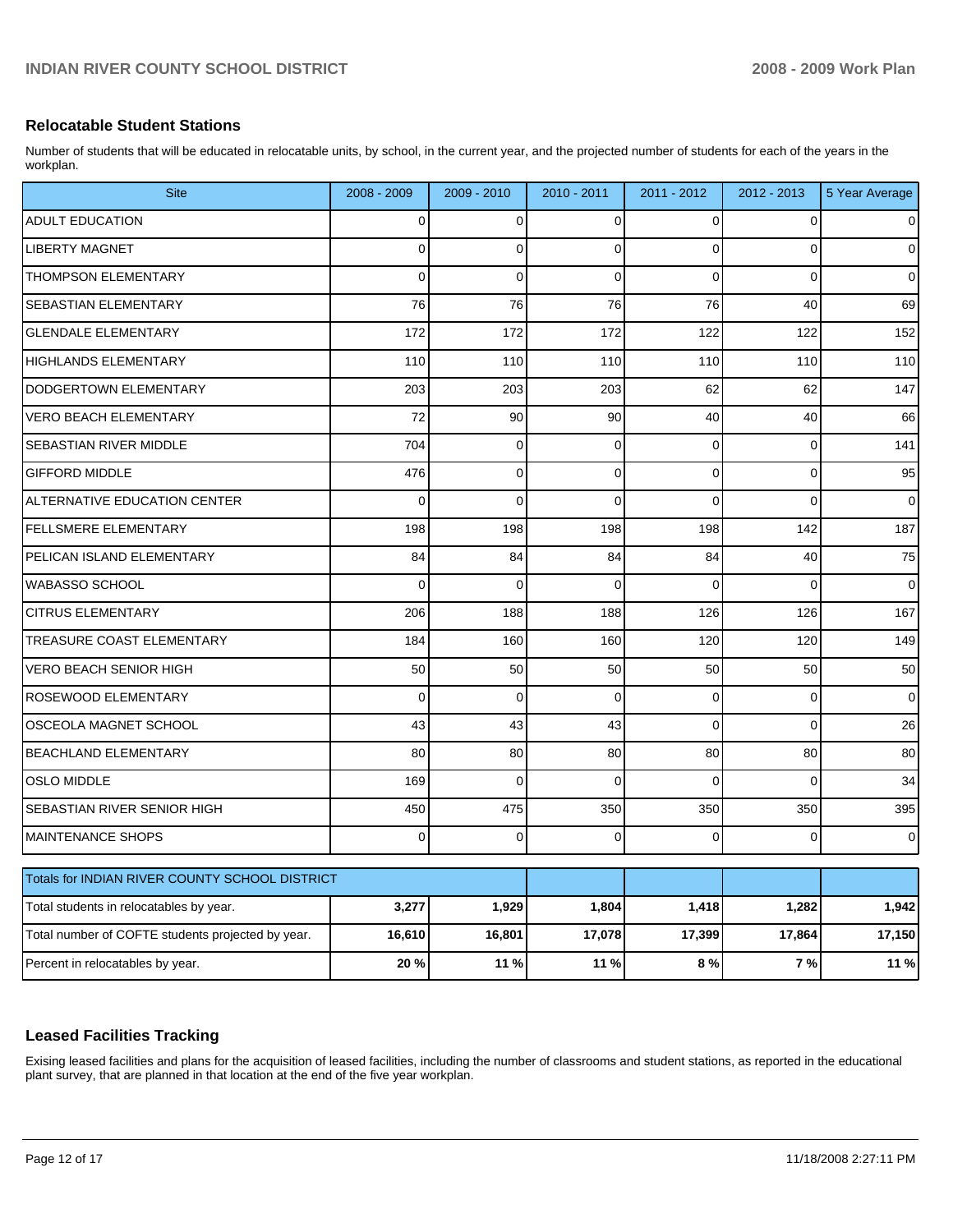## Relocatable Student Stations

Number of students that will be educated in relocatable units, by school, in the current year, and the projected number of students for each of the years in the workplan.

| Site | 2008 - 2009 | 2009 - 2010 | 2010 - 2011 | 2011 - 2012 | 2012 - 2013 | 5 Year Average |
|---|---|---|---|---|---|---|
| ADULT EDUCATION | 0 | 0 | 0 | 0 | 0 | 0 |
| LIBERTY MAGNET | 0 | 0 | 0 | 0 | 0 | 0 |
| THOMPSON ELEMENTARY | 0 | 0 | 0 | 0 | 0 | 0 |
| SEBASTIAN ELEMENTARY | 76 | 76 | 76 | 76 | 40 | 69 |
| GLENDALE ELEMENTARY | 172 | 172 | 172 | 122 | 122 | 152 |
| HIGHLANDS ELEMENTARY | 110 | 110 | 110 | 110 | 110 | 110 |
| DODGERTOWN ELEMENTARY | 203 | 203 | 203 | 62 | 62 | 147 |
| VERO BEACH ELEMENTARY | 72 | 90 | 90 | 40 | 40 | 66 |
| SEBASTIAN RIVER MIDDLE | 704 | 0 | 0 | 0 | 0 | 141 |
| GIFFORD MIDDLE | 476 | 0 | 0 | 0 | 0 | 95 |
| ALTERNATIVE EDUCATION CENTER | 0 | 0 | 0 | 0 | 0 | 0 |
| FELLSMERE ELEMENTARY | 198 | 198 | 198 | 198 | 142 | 187 |
| PELICAN ISLAND ELEMENTARY | 84 | 84 | 84 | 84 | 40 | 75 |
| WABASSO SCHOOL | 0 | 0 | 0 | 0 | 0 | 0 |
| CITRUS ELEMENTARY | 206 | 188 | 188 | 126 | 126 | 167 |
| TREASURE COAST ELEMENTARY | 184 | 160 | 160 | 120 | 120 | 149 |
| VERO BEACH SENIOR HIGH | 50 | 50 | 50 | 50 | 50 | 50 |
| ROSEWOOD ELEMENTARY | 0 | 0 | 0 | 0 | 0 | 0 |
| OSCEOLA MAGNET SCHOOL | 43 | 43 | 43 | 0 | 0 | 26 |
| BEACHLAND ELEMENTARY | 80 | 80 | 80 | 80 | 80 | 80 |
| OSLO MIDDLE | 169 | 0 | 0 | 0 | 0 | 34 |
| SEBASTIAN RIVER SENIOR HIGH | 450 | 475 | 350 | 350 | 350 | 395 |
| MAINTENANCE SHOPS | 0 | 0 | 0 | 0 | 0 | 0 |

| Totals for INDIAN RIVER COUNTY SCHOOL DISTRICT | | | | | | |
|---|---|---|---|---|---|---|
| Total students in relocatables by year. | **3,277** | **1,929** | **1,804** | **1,418** | **1,282** | **1,942** |
| Total number of COFTE students projected by year. | **16,610** | **16,801** | **17,078** | **17,399** | **17,864** | **17,150** |
| Percent in relocatables by year. | **20 %** | **11 %** | **11 %** | **8 %** | **7 %** | **11 %** |

## Leased Facilities Tracking

Exising leased facilities and plans for the acquisition of leased facilities, including the number of classrooms and student stations, as reported in the educational plant survey, that are planned in that location at the end of the five year workplan.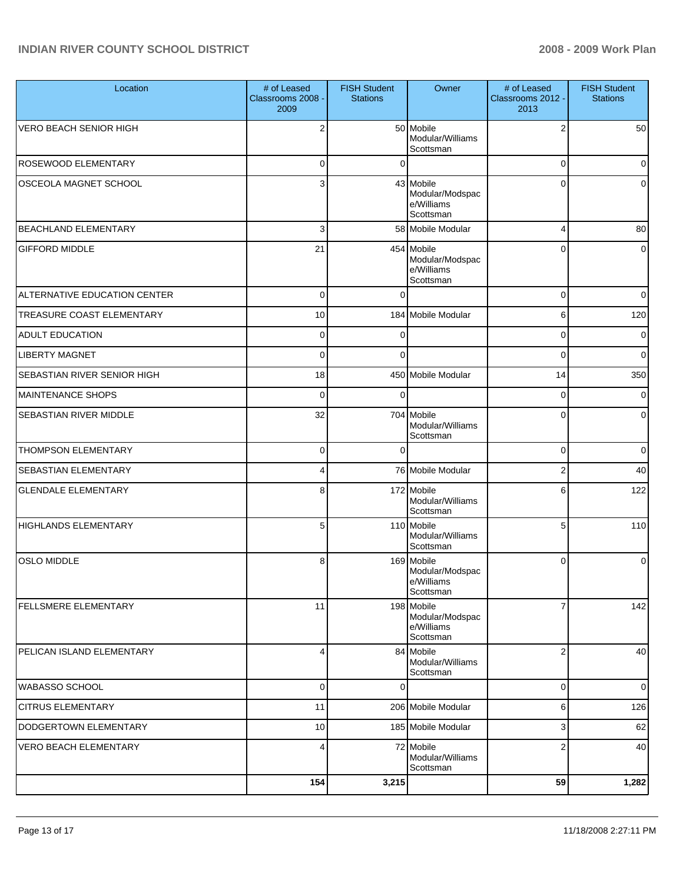| Location | # of Leased Classrooms 2008 - 2009 | FISH Student Stations | Owner | # of Leased Classrooms 2012 - 2013 | FISH Student Stations |
|---|---|---|---|---|---|
| VERO BEACH SENIOR HIGH | 2 | 50 | Mobile Modular/Williams Scottsman | 2 | 50 |
| ROSEWOOD ELEMENTARY | 0 | 0 | | 0 | 0 |
| OSCEOLA MAGNET SCHOOL | 3 | 43 | Mobile Modular/Modspace/Williams Scottsman | 0 | 0 |
| BEACHLAND ELEMENTARY | 3 | 58 | Mobile Modular | 4 | 80 |
| GIFFORD MIDDLE | 21 | 454 | Mobile Modular/Modspace/Williams Scottsman | 0 | 0 |
| ALTERNATIVE EDUCATION CENTER | 0 | 0 | | 0 | 0 |
| TREASURE COAST ELEMENTARY | 10 | 184 | Mobile Modular | 6 | 120 |
| ADULT EDUCATION | 0 | 0 | | 0 | 0 |
| LIBERTY MAGNET | 0 | 0 | | 0 | 0 |
| SEBASTIAN RIVER SENIOR HIGH | 18 | 450 | Mobile Modular | 14 | 350 |
| MAINTENANCE SHOPS | 0 | 0 | | 0 | 0 |
| SEBASTIAN RIVER MIDDLE | 32 | 704 | Mobile Modular/Williams Scottsman | 0 | 0 |
| THOMPSON ELEMENTARY | 0 | 0 | | 0 | 0 |
| SEBASTIAN ELEMENTARY | 4 | 76 | Mobile Modular | 2 | 40 |
| GLENDALE ELEMENTARY | 8 | 172 | Mobile Modular/Williams Scottsman | 6 | 122 |
| HIGHLANDS ELEMENTARY | 5 | 110 | Mobile Modular/Williams Scottsman | 5 | 110 |
| OSLO MIDDLE | 8 | 169 | Mobile Modular/Modspace/Williams Scottsman | 0 | 0 |
| FELLSMERE ELEMENTARY | 11 | 198 | Mobile Modular/Modspace/Williams Scottsman | 7 | 142 |
| PELICAN ISLAND ELEMENTARY | 4 | 84 | Mobile Modular/Williams Scottsman | 2 | 40 |
| WABASSO SCHOOL | 0 | 0 | | 0 | 0 |
| CITRUS ELEMENTARY | 11 | 206 | Mobile Modular | 6 | 126 |
| DODGERTOWN ELEMENTARY | 10 | 185 | Mobile Modular | 3 | 62 |
| VERO BEACH ELEMENTARY | 4 | 72 | Mobile Modular/Williams Scottsman | 2 | 40 |
| | **154** | **3,215** | | **59** | **1,282** |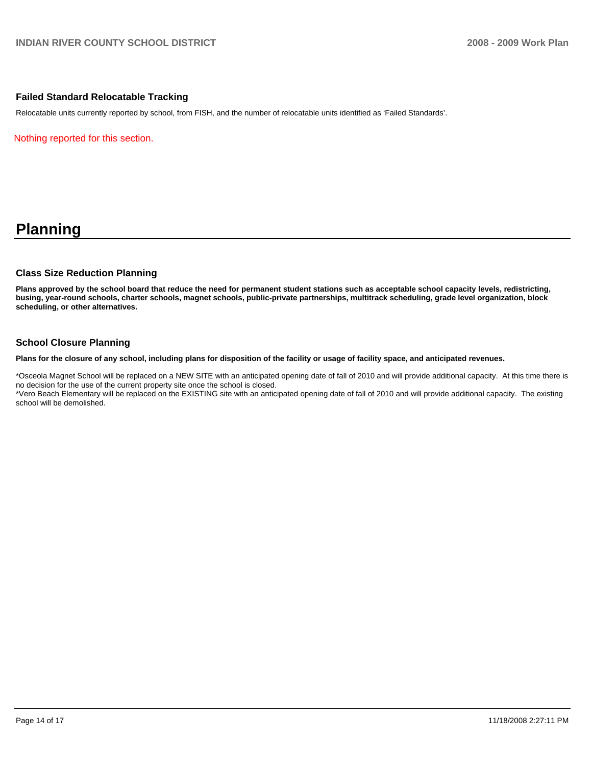### Failed Standard Relocatable Tracking

Relocatable units currently reported by school, from FISH, and the number of relocatable units identified as 'Failed Standards'.

Nothing reported for this section.

# Planning

### Class Size Reduction Planning

**Plans approved by the school board that reduce the need for permanent student stations such as acceptable school capacity levels, redistricting, busing, year-round schools, charter schools, magnet schools, public-private partnerships, multitrack scheduling, grade level organization, block scheduling, or other alternatives.**

### School Closure Planning

**Plans for the closure of any school, including plans for disposition of the facility or usage of facility space, and anticipated revenues.**

*Osceola Magnet School will be replaced on a NEW SITE with an anticipated opening date of fall of 2010 and will provide additional capacity. At this time there is no decision for the use of the current property site once the school is closed.
*Vero Beach Elementary will be replaced on the EXISTING site with an anticipated opening date of fall of 2010 and will provide additional capacity. The existing school will be demolished.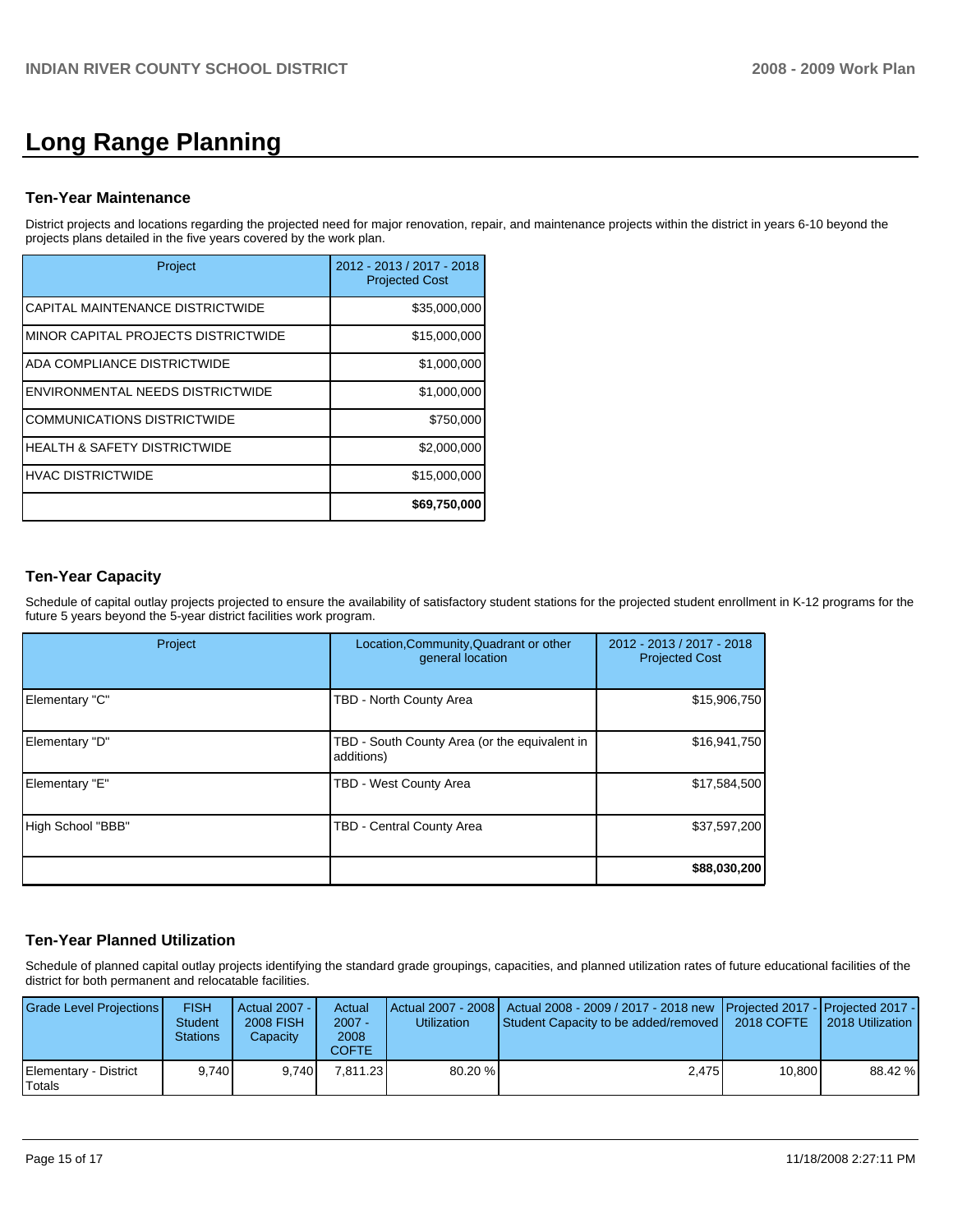# Long Range Planning

### Ten-Year Maintenance

District projects and locations regarding the projected need for major renovation, repair, and maintenance projects within the district in years 6-10 beyond the projects plans detailed in the five years covered by the work plan.

| Project | 2012 - 2013 / 2017 - 2018 Projected Cost |
|---|---|
| CAPITAL MAINTENANCE DISTRICTWIDE | $35,000,000 |
| MINOR CAPITAL PROJECTS DISTRICTWIDE | $15,000,000 |
| ADA COMPLIANCE DISTRICTWIDE | $1,000,000 |
| ENVIRONMENTAL NEEDS DISTRICTWIDE | $1,000,000 |
| COMMUNICATIONS DISTRICTWIDE | $750,000 |
| HEALTH & SAFETY DISTRICTWIDE | $2,000,000 |
| HVAC DISTRICTWIDE | $15,000,000 |
| | **$69,750,000** |

### Ten-Year Capacity

Schedule of capital outlay projects projected to ensure the availability of satisfactory student stations for the projected student enrollment in K-12 programs for the future 5 years beyond the 5-year district facilities work program.

| Project | Location,Community,Quadrant or other general location | 2012 - 2013 / 2017 - 2018 Projected Cost |
|---|---|---|
| Elementary "C" | TBD - North County Area | $15,906,750 |
| Elementary "D" | TBD - South County Area (or the equivalent in additions) | $16,941,750 |
| Elementary "E" | TBD - West County Area | $17,584,500 |
| High School "BBB" | TBD - Central County Area | $37,597,200 |
| | | **$88,030,200** |

### Ten-Year Planned Utilization

Schedule of planned capital outlay projects identifying the standard grade groupings, capacities, and planned utilization rates of future educational facilities of the district for both permanent and relocatable facilities.

| Grade Level Projections | FISH Student Stations | Actual 2007 - 2008 FISH Capacity | Actual 2007 - 2008 COFTE | Actual 2007 - 2008 Utilization | Actual 2008 - 2009 / 2017 - 2018 new Student Capacity to be added/removed | Projected 2017 - 2018 COFTE | Projected 2017 - 2018 Utilization |
|---|---|---|---|---|---|---|---|
| Elementary - District Totals | 9,740 | 9,740 | 7,811.23 | 80.20 % | 2,475 | 10,800 | 88.42 % |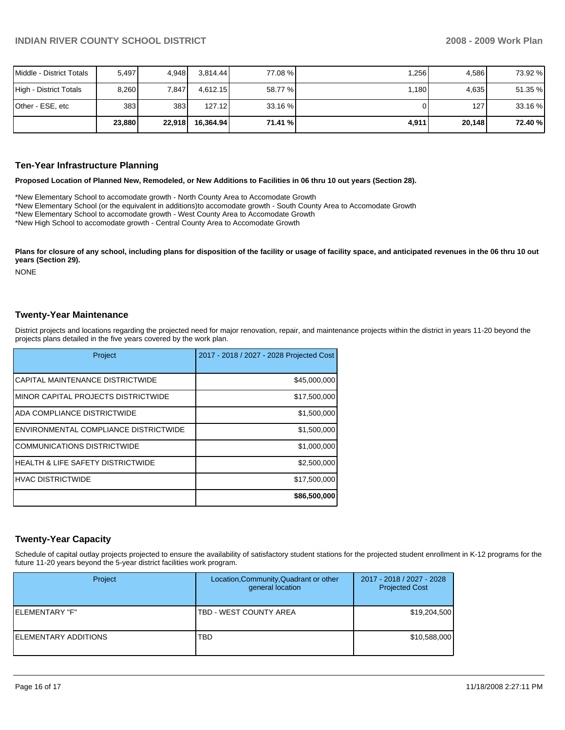| Middle - District Totals | 5,497 | 4,948 | 3,814.44 | 77.08 % | 1,256 | 4,586 | 73.92 % |
|---|---|---|---|---|---|---|---|
| High - District Totals | 8,260 | 7,847 | 4,612.15 | 58.77 % | 1,180 | 4,635 | 51.35 % |
| Other - ESE, etc | 383 | 383 | 127.12 | 33.16 % | 0 | 127 | 33.16 % |
| | **23,880** | **22,918** | **16,364.94** | **71.41 %** | **4,911** | **20,148** | **72.40 %** |

## Ten-Year Infrastructure Planning

**Proposed Location of Planned New, Remodeled, or New Additions to Facilities in 06 thru 10 out years (Section 28).**

*New Elementary School to accomodate growth - North County Area to Accomodate Growth
*New Elementary School (or the equivalent in additions)to accomodate growth - South County Area to Accomodate Growth
*New Elementary School to accomodate growth - West County Area to Accomodate Growth
*New High School to accomodate growth - Central County Area to Accomodate Growth

**Plans for closure of any school, including plans for disposition of the facility or usage of facility space, and anticipated revenues in the 06 thru 10 out years (Section 29).**

NONE

## Twenty-Year Maintenance

District projects and locations regarding the projected need for major renovation, repair, and maintenance projects within the district in years 11-20 beyond the projects plans detailed in the five years covered by the work plan.

| Project | 2017 - 2018 / 2027 - 2028 Projected Cost |
|---|---|
| CAPITAL MAINTENANCE DISTRICTWIDE | $45,000,000 |
| MINOR CAPITAL PROJECTS DISTRICTWIDE | $17,500,000 |
| ADA COMPLIANCE DISTRICTWIDE | $1,500,000 |
| ENVIRONMENTAL COMPLIANCE DISTRICTWIDE | $1,500,000 |
| COMMUNICATIONS DISTRICTWIDE | $1,000,000 |
| HEALTH & LIFE SAFETY DISTRICTWIDE | $2,500,000 |
| HVAC DISTRICTWIDE | $17,500,000 |
| | **$86,500,000** |

## Twenty-Year Capacity

Schedule of capital outlay projects projected to ensure the availability of satisfactory student stations for the projected student enrollment in K-12 programs for the future 11-20 years beyond the 5-year district facilities work program.

| Project | Location,Community,Quadrant or other general location | 2017 - 2018 / 2027 - 2028 Projected Cost |
|---|---|---|
| ELEMENTARY "F" | TBD - WEST COUNTY AREA | $19,204,500 |
| ELEMENTARY ADDITIONS | TBD | $10,588,000 |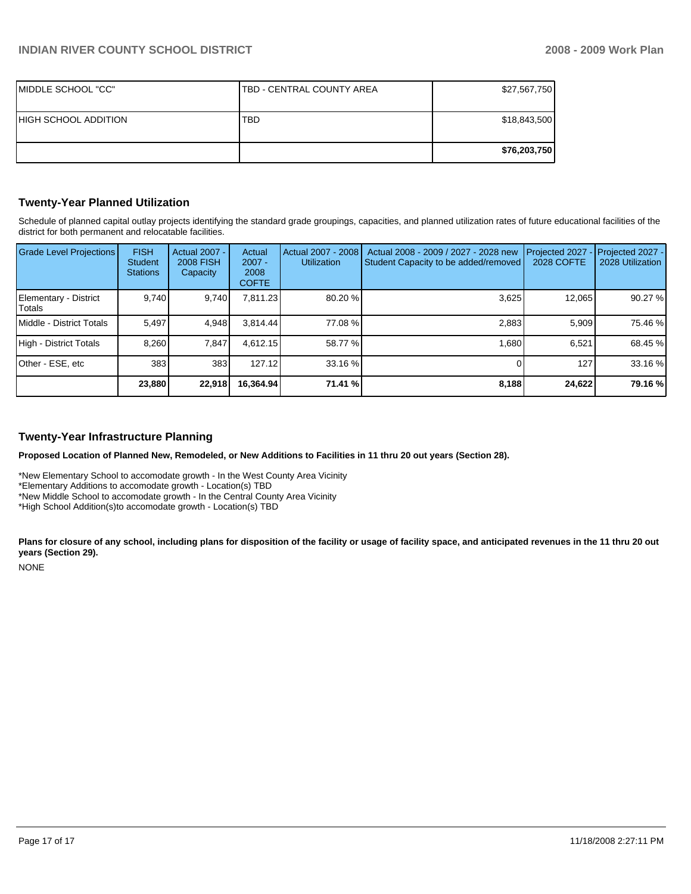| | | |
|---|---|---|
| MIDDLE SCHOOL "CC" | TBD - CENTRAL COUNTY AREA | $27,567,750 |
| HIGH SCHOOL ADDITION | TBD | $18,843,500 |
| | | **$76,203,750** |

## Twenty-Year Planned Utilization

Schedule of planned capital outlay projects identifying the standard grade groupings, capacities, and planned utilization rates of future educational facilities of the district for both permanent and relocatable facilities.

| Grade Level Projections | FISH Student Stations | Actual 2007 - 2008 FISH Capacity | Actual 2007 - 2008 COFTE | Actual 2007 - 2008 Utilization | Actual 2008 - 2009 / 2027 - 2028 new Student Capacity to be added/removed | Projected 2027 - 2028 COFTE | Projected 2027 - 2028 Utilization |
|---|---|---|---|---|---|---|---|
| Elementary - District Totals | 9,740 | 9,740 | 7,811.23 | 80.20 % | 3,625 | 12,065 | 90.27 % |
| Middle - District Totals | 5,497 | 4,948 | 3,814.44 | 77.08 % | 2,883 | 5,909 | 75.46 % |
| High - District Totals | 8,260 | 7,847 | 4,612.15 | 58.77 % | 1,680 | 6,521 | 68.45 % |
| Other - ESE, etc | 383 | 383 | 127.12 | 33.16 % | 0 | 127 | 33.16 % |
| | **23,880** | **22,918** | **16,364.94** | **71.41 %** | **8,188** | **24,622** | **79.16 %** |

## Twenty-Year Infrastructure Planning

**Proposed Location of Planned New, Remodeled, or New Additions to Facilities in 11 thru 20 out years (Section 28).**

*New Elementary School to accomodate growth - In the West County Area Vicinity
*Elementary Additions to accomodate growth - Location(s) TBD
*New Middle School to accomodate growth - In the Central County Area Vicinity
*High School Addition(s)to accomodate growth - Location(s) TBD

**Plans for closure of any school, including plans for disposition of the facility or usage of facility space, and anticipated revenues in the 11 thru 20 out years (Section 29).**

NONE